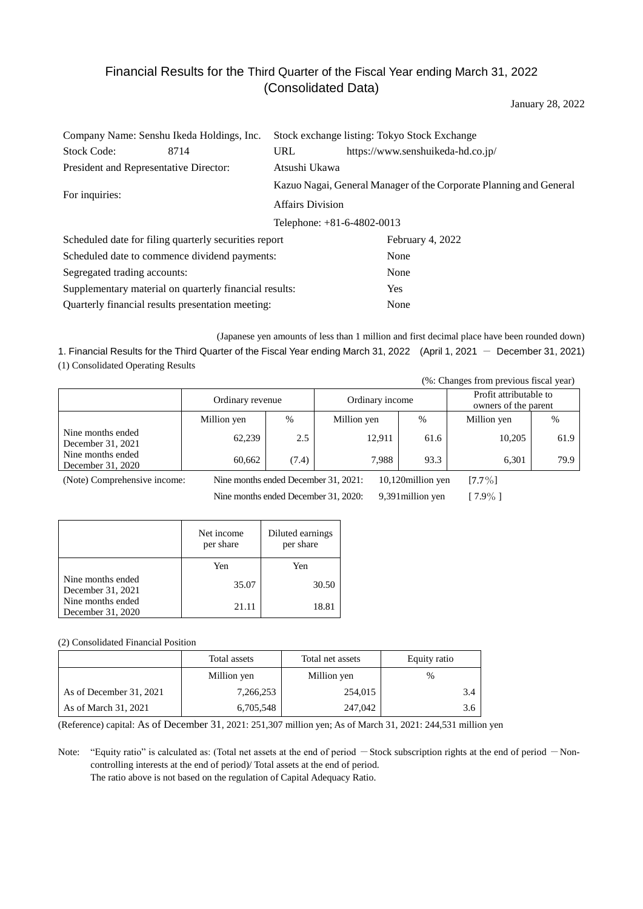# Financial Results for the Third Quarter of the Fiscal Year ending March 31, 2022 (Consolidated Data)

January 28, 2022

| | |
|---|---|
| Company Name: Senshu Ikeda Holdings, Inc. | Stock exchange listing: Tokyo Stock Exchange |
| Stock Code: 8714 | URL https://www.senshuikeda-hd.co.jp/ |
| President and Representative Director: | Atsushi Ukawa |
| For inquiries: | Kazuo Nagai, General Manager of the Corporate Planning and General Affairs Division |
| | Telephone: +81-6-4802-0013 |

| | |
|---|---|
| Scheduled date for filing quarterly securities report | February 4, 2022 |
| Scheduled date to commence dividend payments: | None |
| Segregated trading accounts: | None |
| Supplementary material on quarterly financial results: | Yes |
| Quarterly financial results presentation meeting: | None |

(Japanese yen amounts of less than 1 million and first decimal place have been rounded down)

## 1. Financial Results for the Third Quarter of the Fiscal Year ending March 31, 2022 (April 1, 2021 － December 31, 2021)

### (1) Consolidated Operating Results

(%: Changes from previous fiscal year)

| | Ordinary revenue | | Ordinary income | | Profit attributable to owners of the parent | |
|---|---|---|---|---|---|---|
| | Million yen | % | Million yen | % | Million yen | % |
| Nine months ended December 31, 2021 | 62,239 | 2.5 | 12,911 | 61.6 | 10,205 | 61.9 |
| Nine months ended December 31, 2020 | 60,662 | (7.4) | 7,988 | 93.3 | 6,301 | 79.9 |

(Note) Comprehensive income: Nine months ended December 31, 2021: 10,120million yen [7.7%]
Nine months ended December 31, 2020: 9,391million yen [ 7.9% ]

| | Net income per share | Diluted earnings per share |
|---|---|---|
| | Yen | Yen |
| Nine months ended December 31, 2021 | 35.07 | 30.50 |
| Nine months ended December 31, 2020 | 21.11 | 18.81 |

### (2) Consolidated Financial Position

| | Total assets | Total net assets | Equity ratio |
|---|---|---|---|
| | Million yen | Million yen | % |
| As of December 31, 2021 | 7,266,253 | 254,015 | 3.4 |
| As of March 31, 2021 | 6,705,548 | 247,042 | 3.6 |

(Reference) capital: As of December 31, 2021: 251,307 million yen; As of March 31, 2021: 244,531 million yen

Note: "Equity ratio" is calculated as: (Total net assets at the end of period －Stock subscription rights at the end of period －Non-controlling interests at the end of period)/ Total assets at the end of period.
The ratio above is not based on the regulation of Capital Adequacy Ratio.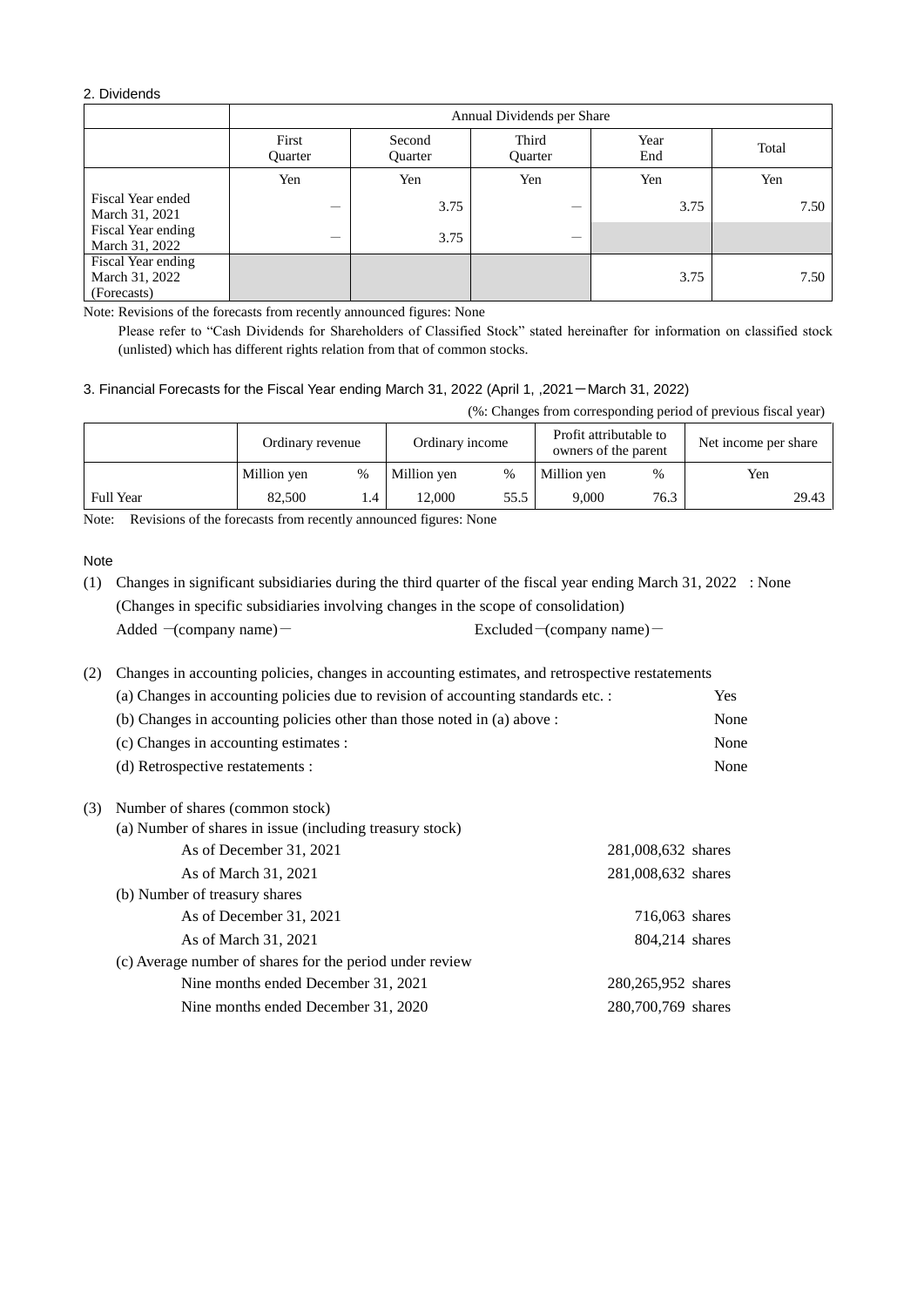2. Dividends

| | Annual Dividends per Share | | | | |
|---|---|---|---|---|---|
| | First Quarter | Second Quarter | Third Quarter | Year End | Total |
| | Yen | Yen | Yen | Yen | Yen |
| Fiscal Year ended March 31, 2021 | ― | 3.75 | ― | 3.75 | 7.50 |
| Fiscal Year ending March 31, 2022 | ― | 3.75 | ― | | |
| Fiscal Year ending March 31, 2022 (Forecasts) | | | | 3.75 | 7.50 |

Note: Revisions of the forecasts from recently announced figures: None

Please refer to "Cash Dividends for Shareholders of Classified Stock" stated hereinafter for information on classified stock (unlisted) which has different rights relation from that of common stocks.

3. Financial Forecasts for the Fiscal Year ending March 31, 2022 (April 1, ,2021－March 31, 2022)

(%: Changes from corresponding period of previous fiscal year)

| | Ordinary revenue | | Ordinary income | | Profit attributable to owners of the parent | | Net income per share |
|---|---|---|---|---|---|---|---|
| | Million yen | % | Million yen | % | Million yen | % | Yen |
| Full Year | 82,500 | 1.4 | 12,000 | 55.5 | 9,000 | 76.3 | 29.43 |

Note: Revisions of the forecasts from recently announced figures: None

Note

(1) Changes in significant subsidiaries during the third quarter of the fiscal year ending March 31, 2022 : None
(Changes in specific subsidiaries involving changes in the scope of consolidation)
Added －(company name)－ Excluded－(company name)－

(2) Changes in accounting policies, changes in accounting estimates, and retrospective restatements

| | |
|---|---|
| (a) Changes in accounting policies due to revision of accounting standards etc. : | Yes |
| (b) Changes in accounting policies other than those noted in (a) above : | None |
| (c) Changes in accounting estimates : | None |
| (d) Retrospective restatements : | None |

(3) Number of shares (common stock)

(a) Number of shares in issue (including treasury stock)

| | |
|---|---|
| As of December 31, 2021 | 281,008,632 shares |
| As of March 31, 2021 | 281,008,632 shares |

(b) Number of treasury shares

| | |
|---|---|
| As of December 31, 2021 | 716,063 shares |
| As of March 31, 2021 | 804,214 shares |

(c) Average number of shares for the period under review

| | |
|---|---|
| Nine months ended December 31, 2021 | 280,265,952 shares |
| Nine months ended December 31, 2020 | 280,700,769 shares |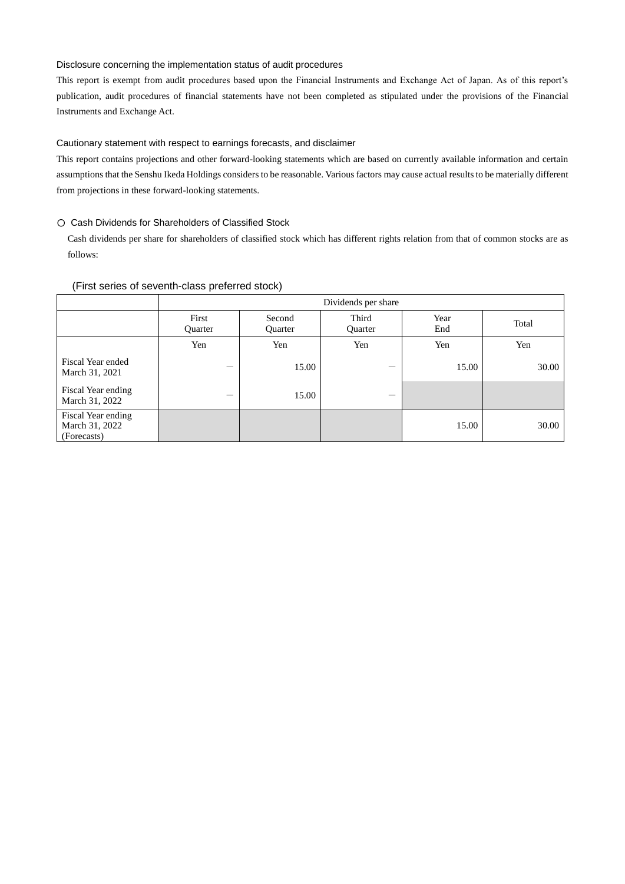Disclosure concerning the implementation status of audit procedures

This report is exempt from audit procedures based upon the Financial Instruments and Exchange Act of Japan. As of this report's publication, audit procedures of financial statements have not been completed as stipulated under the provisions of the Financial Instruments and Exchange Act.

Cautionary statement with respect to earnings forecasts, and disclaimer

This report contains projections and other forward-looking statements which are based on currently available information and certain assumptions that the Senshu Ikeda Holdings considers to be reasonable. Various factors may cause actual results to be materially different from projections in these forward-looking statements.

○ Cash Dividends for Shareholders of Classified Stock

Cash dividends per share for shareholders of classified stock which has different rights relation from that of common stocks are as follows:

(First series of seventh-class preferred stock)

| | Dividends per share | | | | |
|---|---|---|---|---|---|
| | First Quarter | Second Quarter | Third Quarter | Year End | Total |
| | Yen | Yen | Yen | Yen | Yen |
| Fiscal Year ended March 31, 2021 | — | 15.00 | — | 15.00 | 30.00 |
| Fiscal Year ending March 31, 2022 | — | 15.00 | — | | |
| Fiscal Year ending March 31, 2022 (Forecasts) | | | | 15.00 | 30.00 |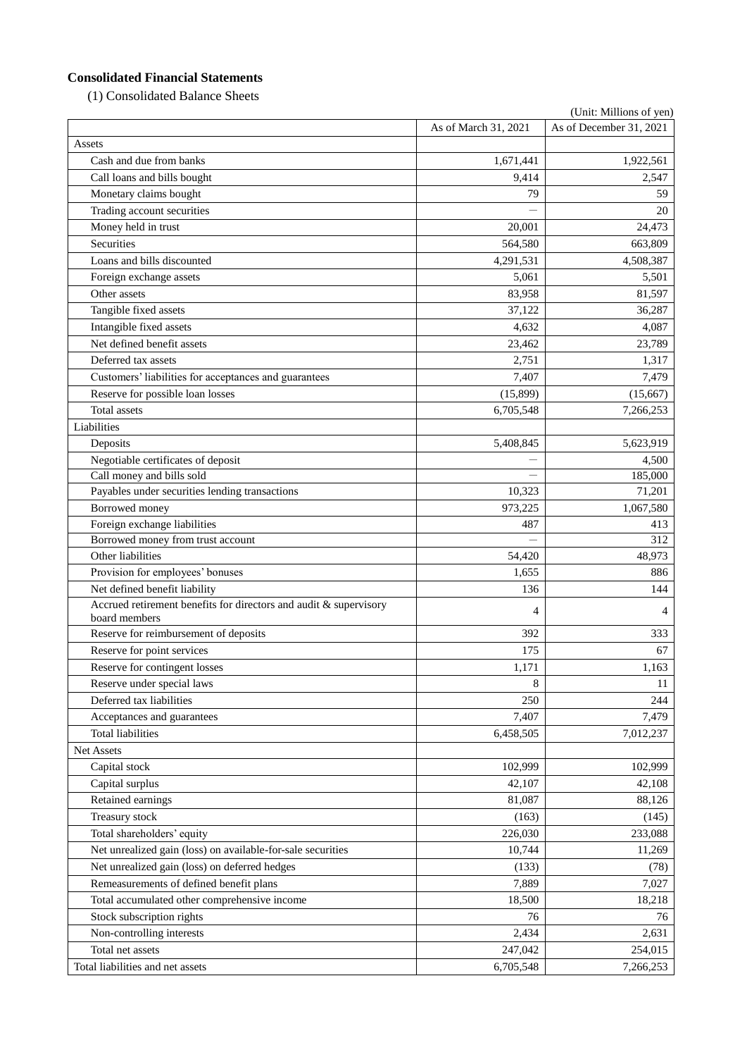## Consolidated Financial Statements

(1) Consolidated Balance Sheets

(Unit: Millions of yen)

| | As of March 31, 2021 | As of December 31, 2021 |
|---|---|---|
| Assets | | |
| Cash and due from banks | 1,671,441 | 1,922,561 |
| Call loans and bills bought | 9,414 | 2,547 |
| Monetary claims bought | 79 | 59 |
| Trading account securities | — | 20 |
| Money held in trust | 20,001 | 24,473 |
| Securities | 564,580 | 663,809 |
| Loans and bills discounted | 4,291,531 | 4,508,387 |
| Foreign exchange assets | 5,061 | 5,501 |
| Other assets | 83,958 | 81,597 |
| Tangible fixed assets | 37,122 | 36,287 |
| Intangible fixed assets | 4,632 | 4,087 |
| Net defined benefit assets | 23,462 | 23,789 |
| Deferred tax assets | 2,751 | 1,317 |
| Customers' liabilities for acceptances and guarantees | 7,407 | 7,479 |
| Reserve for possible loan losses | (15,899) | (15,667) |
| Total assets | 6,705,548 | 7,266,253 |
| Liabilities | | |
| Deposits | 5,408,845 | 5,623,919 |
| Negotiable certificates of deposit | — | 4,500 |
| Call money and bills sold | — | 185,000 |
| Payables under securities lending transactions | 10,323 | 71,201 |
| Borrowed money | 973,225 | 1,067,580 |
| Foreign exchange liabilities | 487 | 413 |
| Borrowed money from trust account | — | 312 |
| Other liabilities | 54,420 | 48,973 |
| Provision for employees' bonuses | 1,655 | 886 |
| Net defined benefit liability | 136 | 144 |
| Accrued retirement benefits for directors and audit & supervisory board members | 4 | 4 |
| Reserve for reimbursement of deposits | 392 | 333 |
| Reserve for point services | 175 | 67 |
| Reserve for contingent losses | 1,171 | 1,163 |
| Reserve under special laws | 8 | 11 |
| Deferred tax liabilities | 250 | 244 |
| Acceptances and guarantees | 7,407 | 7,479 |
| Total liabilities | 6,458,505 | 7,012,237 |
| Net Assets | | |
| Capital stock | 102,999 | 102,999 |
| Capital surplus | 42,107 | 42,108 |
| Retained earnings | 81,087 | 88,126 |
| Treasury stock | (163) | (145) |
| Total shareholders' equity | 226,030 | 233,088 |
| Net unrealized gain (loss) on available-for-sale securities | 10,744 | 11,269 |
| Net unrealized gain (loss) on deferred hedges | (133) | (78) |
| Remeasurements of defined benefit plans | 7,889 | 7,027 |
| Total accumulated other comprehensive income | 18,500 | 18,218 |
| Stock subscription rights | 76 | 76 |
| Non-controlling interests | 2,434 | 2,631 |
| Total net assets | 247,042 | 254,015 |
| Total liabilities and net assets | 6,705,548 | 7,266,253 |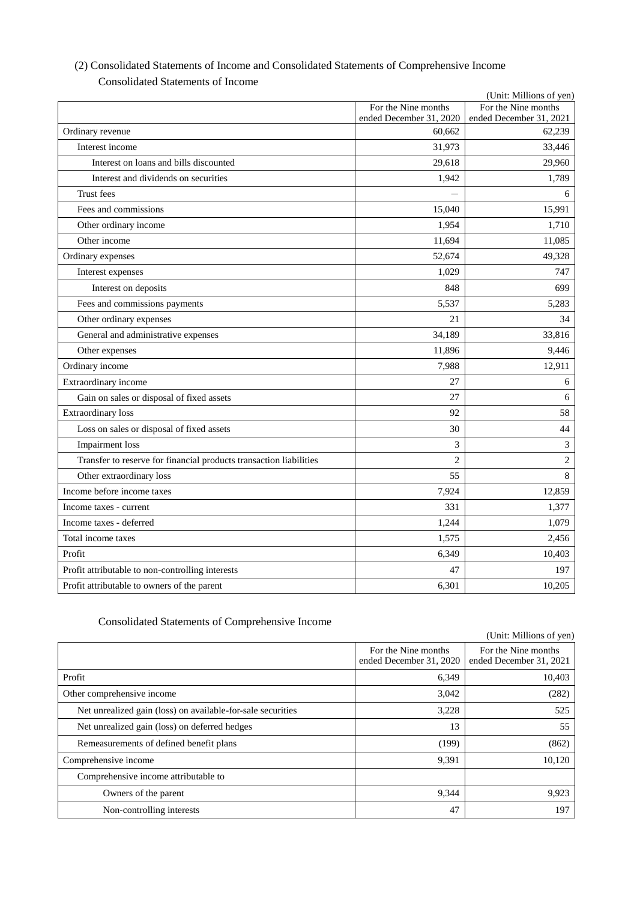## (2) Consolidated Statements of Income and Consolidated Statements of Comprehensive Income

### Consolidated Statements of Income

(Unit: Millions of yen)

| | For the Nine months ended December 31, 2020 | For the Nine months ended December 31, 2021 |
|---|---|---|
| Ordinary revenue | 60,662 | 62,239 |
| Interest income | 31,973 | 33,446 |
| Interest on loans and bills discounted | 29,618 | 29,960 |
| Interest and dividends on securities | 1,942 | 1,789 |
| Trust fees | ― | 6 |
| Fees and commissions | 15,040 | 15,991 |
| Other ordinary income | 1,954 | 1,710 |
| Other income | 11,694 | 11,085 |
| Ordinary expenses | 52,674 | 49,328 |
| Interest expenses | 1,029 | 747 |
| Interest on deposits | 848 | 699 |
| Fees and commissions payments | 5,537 | 5,283 |
| Other ordinary expenses | 21 | 34 |
| General and administrative expenses | 34,189 | 33,816 |
| Other expenses | 11,896 | 9,446 |
| Ordinary income | 7,988 | 12,911 |
| Extraordinary income | 27 | 6 |
| Gain on sales or disposal of fixed assets | 27 | 6 |
| Extraordinary loss | 92 | 58 |
| Loss on sales or disposal of fixed assets | 30 | 44 |
| Impairment loss | 3 | 3 |
| Transfer to reserve for financial products transaction liabilities | 2 | 2 |
| Other extraordinary loss | 55 | 8 |
| Income before income taxes | 7,924 | 12,859 |
| Income taxes - current | 331 | 1,377 |
| Income taxes - deferred | 1,244 | 1,079 |
| Total income taxes | 1,575 | 2,456 |
| Profit | 6,349 | 10,403 |
| Profit attributable to non-controlling interests | 47 | 197 |
| Profit attributable to owners of the parent | 6,301 | 10,205 |

### Consolidated Statements of Comprehensive Income

(Unit: Millions of yen)

| | For the Nine months ended December 31, 2020 | For the Nine months ended December 31, 2021 |
|---|---|---|
| Profit | 6,349 | 10,403 |
| Other comprehensive income | 3,042 | (282) |
| Net unrealized gain (loss) on available-for-sale securities | 3,228 | 525 |
| Net unrealized gain (loss) on deferred hedges | 13 | 55 |
| Remeasurements of defined benefit plans | (199) | (862) |
| Comprehensive income | 9,391 | 10,120 |
| Comprehensive income attributable to | | |
| Owners of the parent | 9,344 | 9,923 |
| Non-controlling interests | 47 | 197 |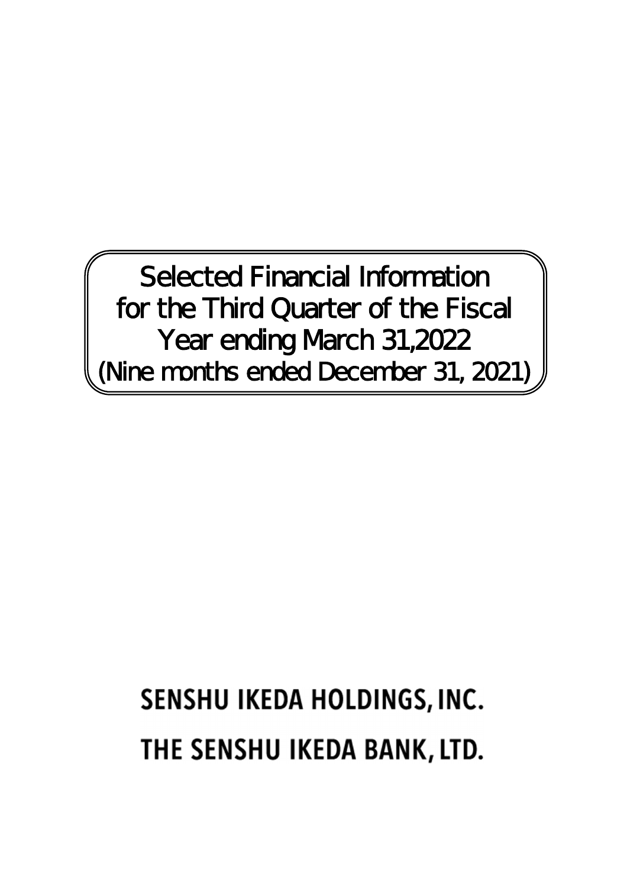# Selected Financial Information for the Third Quarter of the Fiscal Year ending March 31,2022 (Nine months ended December 31, 2021)

**SENSHU IKEDA HOLDINGS, INC.**

**THE SENSHU IKEDA BANK, LTD.**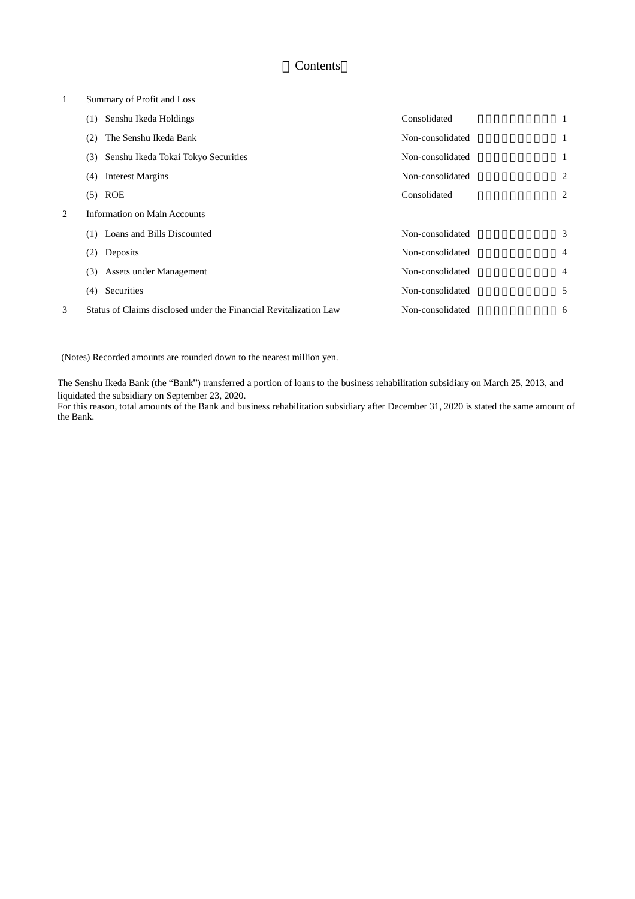# 【Contents】

| | | | |
|---|---|---|---|
| 1 | Summary of Profit and Loss | | |
| | (1) Senshu Ikeda Holdings | Consolidated | 1 |
| | (2) The Senshu Ikeda Bank | Non-consolidated | 1 |
| | (3) Senshu Ikeda Tokai Tokyo Securities | Non-consolidated | 1 |
| | (4) Interest Margins | Non-consolidated | 2 |
| | (5) ROE | Consolidated | 2 |
| 2 | Information on Main Accounts | | |
| | (1) Loans and Bills Discounted | Non-consolidated | 3 |
| | (2) Deposits | Non-consolidated | 4 |
| | (3) Assets under Management | Non-consolidated | 4 |
| | (4) Securities | Non-consolidated | 5 |
| 3 | Status of Claims disclosed under the Financial Revitalization Law | Non-consolidated | 6 |

(Notes) Recorded amounts are rounded down to the nearest million yen.

The Senshu Ikeda Bank (the "Bank") transferred a portion of loans to the business rehabilitation subsidiary on March 25, 2013, and liquidated the subsidiary on September 23, 2020.
For this reason, total amounts of the Bank and business rehabilitation subsidiary after December 31, 2020 is stated the same amount of the Bank.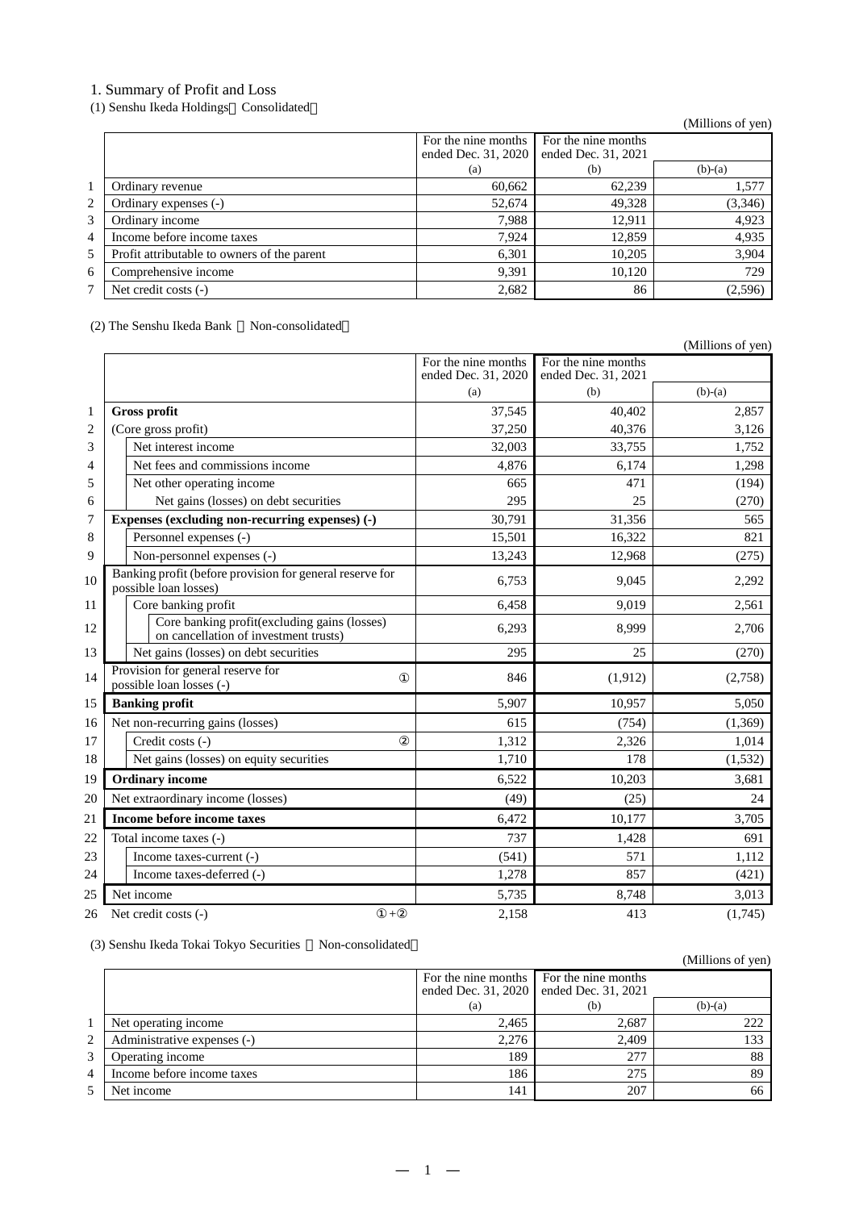# 1. Summary of Profit and Loss

## (1) Senshu Ikeda Holdings（Consolidated）

(Millions of yen)

| | | For the nine months ended Dec. 31, 2020 (a) | For the nine months ended Dec. 31, 2021 (b) | (b)-(a) |
|---|---|---|---|---|
| 1 | Ordinary revenue | 60,662 | 62,239 | 1,577 |
| 2 | Ordinary expenses (-) | 52,674 | 49,328 | (3,346) |
| 3 | Ordinary income | 7,988 | 12,911 | 4,923 |
| 4 | Income before income taxes | 7,924 | 12,859 | 4,935 |
| 5 | Profit attributable to owners of the parent | 6,301 | 10,205 | 3,904 |
| 6 | Comprehensive income | 9,391 | 10,120 | 729 |
| 7 | Net credit costs (-) | 2,682 | 86 | (2,596) |

## (2) The Senshu Ikeda Bank （Non-consolidated）

(Millions of yen)

| | | For the nine months ended Dec. 31, 2020 (a) | For the nine months ended Dec. 31, 2021 (b) | (b)-(a) |
|---|---|---|---|---|
| 1 | **Gross profit** | 37,545 | 40,402 | 2,857 |
| 2 | (Core gross profit) | 37,250 | 40,376 | 3,126 |
| 3 | Net interest income | 32,003 | 33,755 | 1,752 |
| 4 | Net fees and commissions income | 4,876 | 6,174 | 1,298 |
| 5 | Net other operating income | 665 | 471 | (194) |
| 6 | Net gains (losses) on debt securities | 295 | 25 | (270) |
| 7 | **Expenses (excluding non-recurring expenses) (-)** | 30,791 | 31,356 | 565 |
| 8 | Personnel expenses (-) | 15,501 | 16,322 | 821 |
| 9 | Non-personnel expenses (-) | 13,243 | 12,968 | (275) |
| 10 | Banking profit (before provision for general reserve for possible loan losses) | 6,753 | 9,045 | 2,292 |
| 11 | Core banking profit | 6,458 | 9,019 | 2,561 |
| 12 | Core banking profit(excluding gains (losses) on cancellation of investment trusts) | 6,293 | 8,999 | 2,706 |
| 13 | Net gains (losses) on debt securities | 295 | 25 | (270) |
| 14 | Provision for general reserve for possible loan losses (-) ① | 846 | (1,912) | (2,758) |
| 15 | **Banking profit** | 5,907 | 10,957 | 5,050 |
| 16 | Net non-recurring gains (losses) | 615 | (754) | (1,369) |
| 17 | Credit costs (-) ② | 1,312 | 2,326 | 1,014 |
| 18 | Net gains (losses) on equity securities | 1,710 | 178 | (1,532) |
| 19 | **Ordinary income** | 6,522 | 10,203 | 3,681 |
| 20 | Net extraordinary income (losses) | (49) | (25) | 24 |
| 21 | **Income before income taxes** | 6,472 | 10,177 | 3,705 |
| 22 | Total income taxes (-) | 737 | 1,428 | 691 |
| 23 | Income taxes-current (-) | (541) | 571 | 1,112 |
| 24 | Income taxes-deferred (-) | 1,278 | 857 | (421) |
| 25 | Net income | 5,735 | 8,748 | 3,013 |
| 26 | Net credit costs (-) ①+② | 2,158 | 413 | (1,745) |

## (3) Senshu Ikeda Tokai Tokyo Securities （Non-consolidated）

(Millions of yen)

| | | For the nine months ended Dec. 31, 2020 (a) | For the nine months ended Dec. 31, 2021 (b) | (b)-(a) |
|---|---|---|---|---|
| 1 | Net operating income | 2,465 | 2,687 | 222 |
| 2 | Administrative expenses (-) | 2,276 | 2,409 | 133 |
| 3 | Operating income | 189 | 277 | 88 |
| 4 | Income before income taxes | 186 | 275 | 89 |
| 5 | Net income | 141 | 207 | 66 |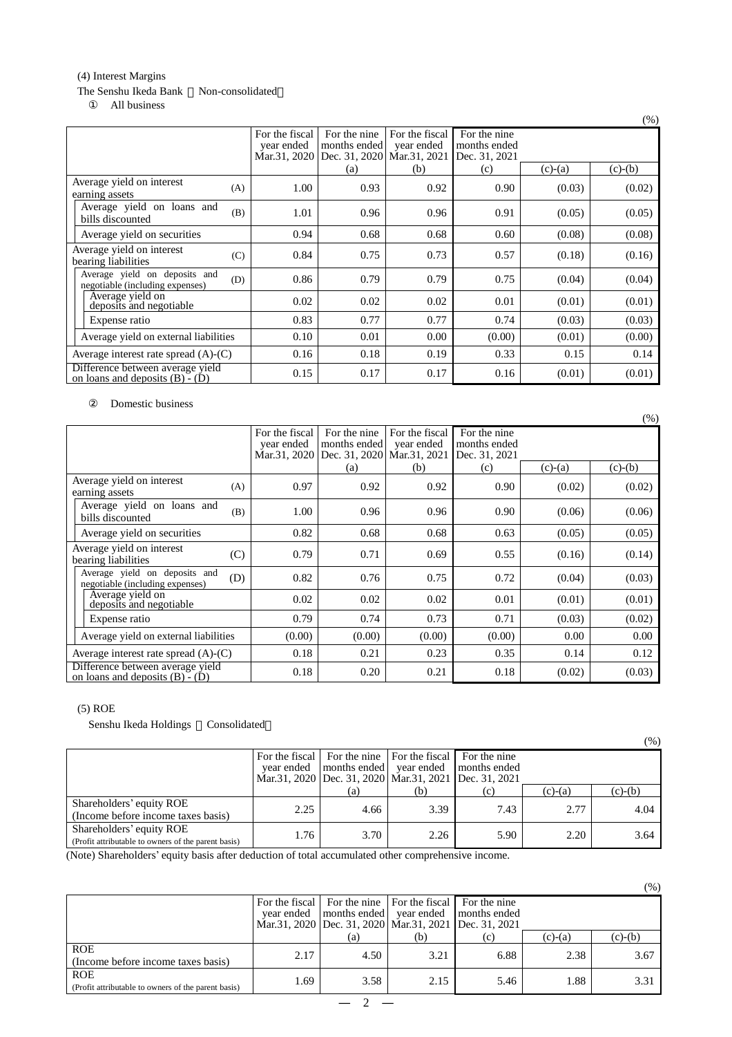(4) Interest Margins

The Senshu Ikeda Bank （Non-consolidated）

① All business

(%)

| | For the fiscal year ended Mar.31, 2020 | For the nine months ended Dec. 31, 2020 (a) | For the fiscal year ended Mar.31, 2021 (b) | For the nine months ended Dec. 31, 2021 (c) | (c)-(a) | (c)-(b) |
|---|---|---|---|---|---|---|
| Average yield on interest earning assets (A) | 1.00 | 0.93 | 0.92 | 0.90 | (0.03) | (0.02) |
| Average yield on loans and bills discounted (B) | 1.01 | 0.96 | 0.96 | 0.91 | (0.05) | (0.05) |
| Average yield on securities | 0.94 | 0.68 | 0.68 | 0.60 | (0.08) | (0.08) |
| Average yield on interest bearing liabilities (C) | 0.84 | 0.75 | 0.73 | 0.57 | (0.18) | (0.16) |
| Average yield on deposits and negotiable (including expenses) (D) | 0.86 | 0.79 | 0.79 | 0.75 | (0.04) | (0.04) |
| Average yield on deposits and negotiable | 0.02 | 0.02 | 0.02 | 0.01 | (0.01) | (0.01) |
| Expense ratio | 0.83 | 0.77 | 0.77 | 0.74 | (0.03) | (0.03) |
| Average yield on external liabilities | 0.10 | 0.01 | 0.00 | (0.00) | (0.01) | (0.00) |
| Average interest rate spread (A)-(C) | 0.16 | 0.18 | 0.19 | 0.33 | 0.15 | 0.14 |
| Difference between average yield on loans and deposits (B) - (D) | 0.15 | 0.17 | 0.17 | 0.16 | (0.01) | (0.01) |

② Domestic business

(%)

| | For the fiscal year ended Mar.31, 2020 | For the nine months ended Dec. 31, 2020 (a) | For the fiscal year ended Mar.31, 2021 (b) | For the nine months ended Dec. 31, 2021 (c) | (c)-(a) | (c)-(b) |
|---|---|---|---|---|---|---|
| Average yield on interest earning assets (A) | 0.97 | 0.92 | 0.92 | 0.90 | (0.02) | (0.02) |
| Average yield on loans and bills discounted (B) | 1.00 | 0.96 | 0.96 | 0.90 | (0.06) | (0.06) |
| Average yield on securities | 0.82 | 0.68 | 0.68 | 0.63 | (0.05) | (0.05) |
| Average yield on interest bearing liabilities (C) | 0.79 | 0.71 | 0.69 | 0.55 | (0.16) | (0.14) |
| Average yield on deposits and negotiable (including expenses) (D) | 0.82 | 0.76 | 0.75 | 0.72 | (0.04) | (0.03) |
| Average yield on deposits and negotiable | 0.02 | 0.02 | 0.02 | 0.01 | (0.01) | (0.01) |
| Expense ratio | 0.79 | 0.74 | 0.73 | 0.71 | (0.03) | (0.02) |
| Average yield on external liabilities | (0.00) | (0.00) | (0.00) | (0.00) | 0.00 | 0.00 |
| Average interest rate spread (A)-(C) | 0.18 | 0.21 | 0.23 | 0.35 | 0.14 | 0.12 |
| Difference between average yield on loans and deposits (B) - (D) | 0.18 | 0.20 | 0.21 | 0.18 | (0.02) | (0.03) |

(5) ROE

Senshu Ikeda Holdings （Consolidated）

(%)

| | For the fiscal year ended Mar.31, 2020 | For the nine months ended Dec. 31, 2020 (a) | For the fiscal year ended Mar.31, 2021 (b) | For the nine months ended Dec. 31, 2021 (c) | (c)-(a) | (c)-(b) |
|---|---|---|---|---|---|---|
| Shareholders' equity ROE (Income before income taxes basis) | 2.25 | 4.66 | 3.39 | 7.43 | 2.77 | 4.04 |
| Shareholders' equity ROE (Profit attributable to owners of the parent basis) | 1.76 | 3.70 | 2.26 | 5.90 | 2.20 | 3.64 |

(Note) Shareholders' equity basis after deduction of total accumulated other comprehensive income.

(%)

| | For the fiscal year ended Mar.31, 2020 | For the nine months ended Dec. 31, 2020 (a) | For the fiscal year ended Mar.31, 2021 (b) | For the nine months ended Dec. 31, 2021 (c) | (c)-(a) | (c)-(b) |
|---|---|---|---|---|---|---|
| ROE (Income before income taxes basis) | 2.17 | 4.50 | 3.21 | 6.88 | 2.38 | 3.67 |
| ROE (Profit attributable to owners of the parent basis) | 1.69 | 3.58 | 2.15 | 5.46 | 1.88 | 3.31 |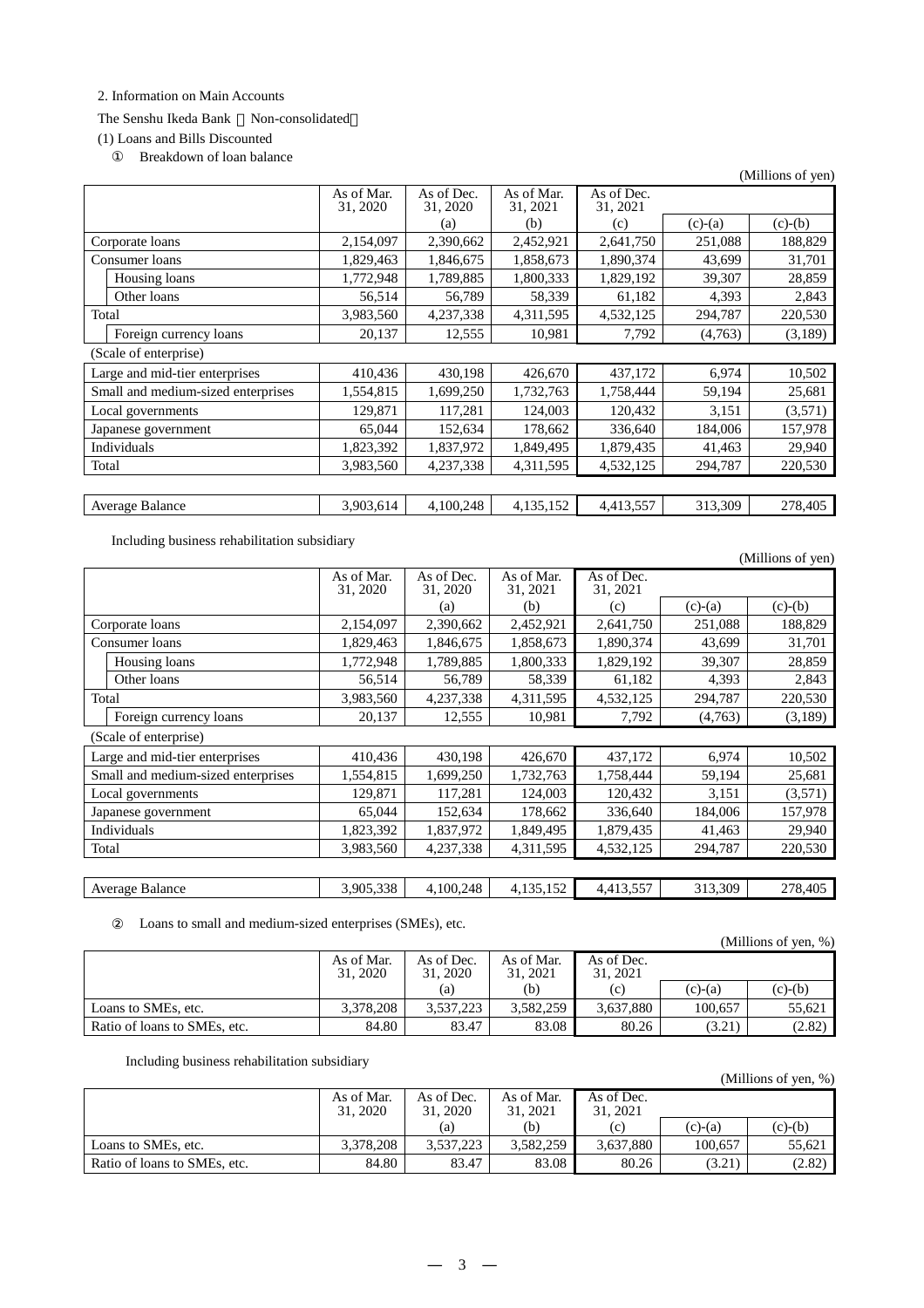2. Information on Main Accounts

The Senshu Ikeda Bank （Non-consolidated）

(1) Loans and Bills Discounted

① Breakdown of loan balance

(Millions of yen)

| | As of Mar. 31, 2020 | As of Dec. 31, 2020 | As of Mar. 31, 2021 | As of Dec. 31, 2021 | | |
|---|---|---|---|---|---|---|
| | | (a) | (b) | (c) | (c)-(a) | (c)-(b) |
| Corporate loans | 2,154,097 | 2,390,662 | 2,452,921 | 2,641,750 | 251,088 | 188,829 |
| Consumer loans | 1,829,463 | 1,846,675 | 1,858,673 | 1,890,374 | 43,699 | 31,701 |
| Housing loans | 1,772,948 | 1,789,885 | 1,800,333 | 1,829,192 | 39,307 | 28,859 |
| Other loans | 56,514 | 56,789 | 58,339 | 61,182 | 4,393 | 2,843 |
| Total | 3,983,560 | 4,237,338 | 4,311,595 | 4,532,125 | 294,787 | 220,530 |
| Foreign currency loans | 20,137 | 12,555 | 10,981 | 7,792 | (4,763) | (3,189) |
| (Scale of enterprise) | | | | | | |
| Large and mid-tier enterprises | 410,436 | 430,198 | 426,670 | 437,172 | 6,974 | 10,502 |
| Small and medium-sized enterprises | 1,554,815 | 1,699,250 | 1,732,763 | 1,758,444 | 59,194 | 25,681 |
| Local governments | 129,871 | 117,281 | 124,003 | 120,432 | 3,151 | (3,571) |
| Japanese government | 65,044 | 152,634 | 178,662 | 336,640 | 184,006 | 157,978 |
| Individuals | 1,823,392 | 1,837,972 | 1,849,495 | 1,879,435 | 41,463 | 29,940 |
| Total | 3,983,560 | 4,237,338 | 4,311,595 | 4,532,125 | 294,787 | 220,530 |
| | | | | | | |
| Average Balance | 3,903,614 | 4,100,248 | 4,135,152 | 4,413,557 | 313,309 | 278,405 |

Including business rehabilitation subsidiary

(Millions of yen)

| | As of Mar. 31, 2020 | As of Dec. 31, 2020 | As of Mar. 31, 2021 | As of Dec. 31, 2021 | | |
|---|---|---|---|---|---|---|
| | | (a) | (b) | (c) | (c)-(a) | (c)-(b) |
| Corporate loans | 2,154,097 | 2,390,662 | 2,452,921 | 2,641,750 | 251,088 | 188,829 |
| Consumer loans | 1,829,463 | 1,846,675 | 1,858,673 | 1,890,374 | 43,699 | 31,701 |
| Housing loans | 1,772,948 | 1,789,885 | 1,800,333 | 1,829,192 | 39,307 | 28,859 |
| Other loans | 56,514 | 56,789 | 58,339 | 61,182 | 4,393 | 2,843 |
| Total | 3,983,560 | 4,237,338 | 4,311,595 | 4,532,125 | 294,787 | 220,530 |
| Foreign currency loans | 20,137 | 12,555 | 10,981 | 7,792 | (4,763) | (3,189) |
| (Scale of enterprise) | | | | | | |
| Large and mid-tier enterprises | 410,436 | 430,198 | 426,670 | 437,172 | 6,974 | 10,502 |
| Small and medium-sized enterprises | 1,554,815 | 1,699,250 | 1,732,763 | 1,758,444 | 59,194 | 25,681 |
| Local governments | 129,871 | 117,281 | 124,003 | 120,432 | 3,151 | (3,571) |
| Japanese government | 65,044 | 152,634 | 178,662 | 336,640 | 184,006 | 157,978 |
| Individuals | 1,823,392 | 1,837,972 | 1,849,495 | 1,879,435 | 41,463 | 29,940 |
| Total | 3,983,560 | 4,237,338 | 4,311,595 | 4,532,125 | 294,787 | 220,530 |
| | | | | | | |
| Average Balance | 3,905,338 | 4,100,248 | 4,135,152 | 4,413,557 | 313,309 | 278,405 |

② Loans to small and medium-sized enterprises (SMEs), etc.

(Millions of yen, %)

| | As of Mar. 31, 2020 | As of Dec. 31, 2020 | As of Mar. 31, 2021 | As of Dec. 31, 2021 | | |
|---|---|---|---|---|---|---|
| | | (a) | (b) | (c) | (c)-(a) | (c)-(b) |
| Loans to SMEs, etc. | 3,378,208 | 3,537,223 | 3,582,259 | 3,637,880 | 100,657 | 55,621 |
| Ratio of loans to SMEs, etc. | 84.80 | 83.47 | 83.08 | 80.26 | (3.21) | (2.82) |

Including business rehabilitation subsidiary

(Millions of yen, %)

| | As of Mar. 31, 2020 | As of Dec. 31, 2020 | As of Mar. 31, 2021 | As of Dec. 31, 2021 | | |
|---|---|---|---|---|---|---|
| | | (a) | (b) | (c) | (c)-(a) | (c)-(b) |
| Loans to SMEs, etc. | 3,378,208 | 3,537,223 | 3,582,259 | 3,637,880 | 100,657 | 55,621 |
| Ratio of loans to SMEs, etc. | 84.80 | 83.47 | 83.08 | 80.26 | (3.21) | (2.82) |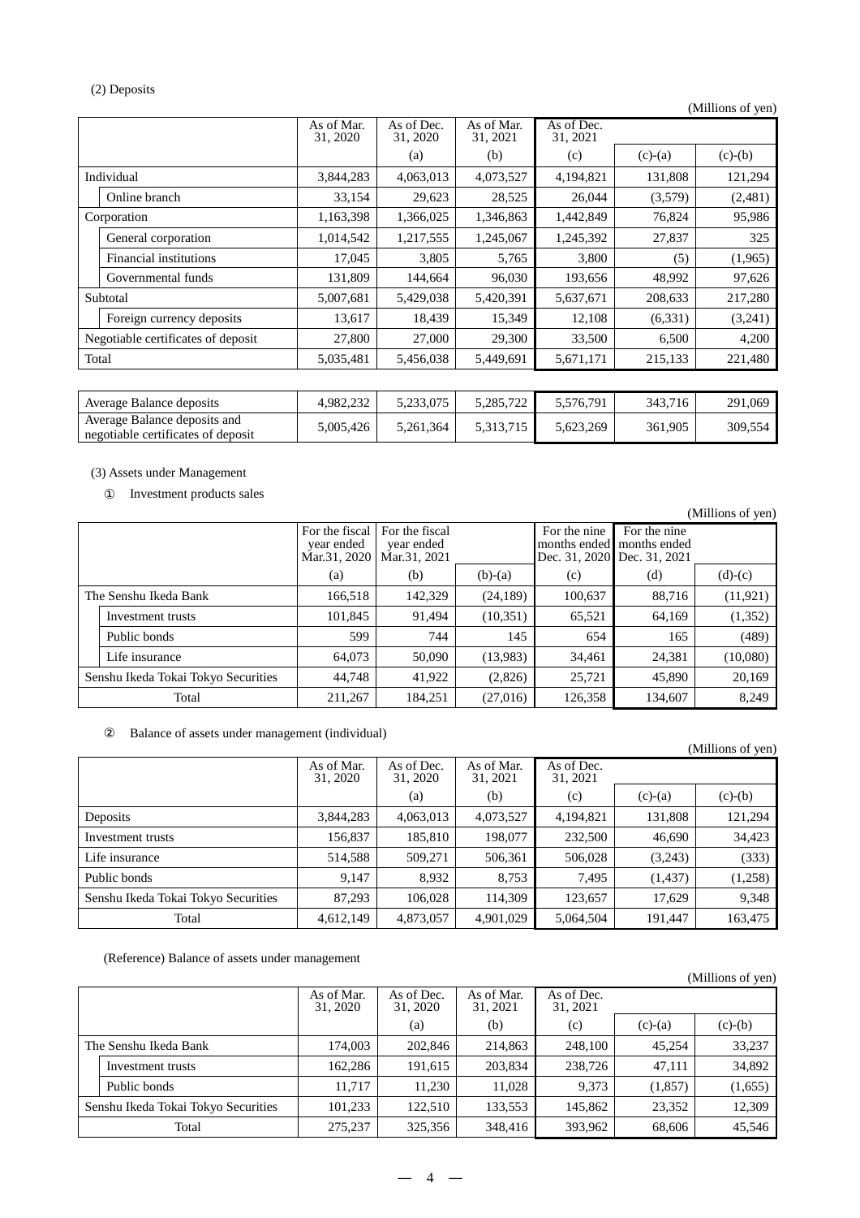(2) Deposits

(Millions of yen)

| | As of Mar. 31, 2020 | As of Dec. 31, 2020 | As of Mar. 31, 2021 | As of Dec. 31, 2021 | | |
|---|---|---|---|---|---|---|
| | | (a) | (b) | (c) | (c)-(a) | (c)-(b) |
| Individual | 3,844,283 | 4,063,013 | 4,073,527 | 4,194,821 | 131,808 | 121,294 |
| Online branch | 33,154 | 29,623 | 28,525 | 26,044 | (3,579) | (2,481) |
| Corporation | 1,163,398 | 1,366,025 | 1,346,863 | 1,442,849 | 76,824 | 95,986 |
| General corporation | 1,014,542 | 1,217,555 | 1,245,067 | 1,245,392 | 27,837 | 325 |
| Financial institutions | 17,045 | 3,805 | 5,765 | 3,800 | (5) | (1,965) |
| Governmental funds | 131,809 | 144,664 | 96,030 | 193,656 | 48,992 | 97,626 |
| Subtotal | 5,007,681 | 5,429,038 | 5,420,391 | 5,637,671 | 208,633 | 217,280 |
| Foreign currency deposits | 13,617 | 18,439 | 15,349 | 12,108 | (6,331) | (3,241) |
| Negotiable certificates of deposit | 27,800 | 27,000 | 29,300 | 33,500 | 6,500 | 4,200 |
| Total | 5,035,481 | 5,456,038 | 5,449,691 | 5,671,171 | 215,133 | 221,480 |

| | | | | | | |
|---|---|---|---|---|---|---|
| Average Balance deposits | 4,982,232 | 5,233,075 | 5,285,722 | 5,576,791 | 343,716 | 291,069 |
| Average Balance deposits and negotiable certificates of deposit | 5,005,426 | 5,261,364 | 5,313,715 | 5,623,269 | 361,905 | 309,554 |

(3) Assets under Management

① Investment products sales

(Millions of yen)

| | For the fiscal year ended Mar.31, 2020 | For the fiscal year ended Mar.31, 2021 | | For the nine months ended Dec. 31, 2020 | For the nine months ended Dec. 31, 2021 | |
|---|---|---|---|---|---|---|
| | (a) | (b) | (b)-(a) | (c) | (d) | (d)-(c) |
| The Senshu Ikeda Bank | 166,518 | 142,329 | (24,189) | 100,637 | 88,716 | (11,921) |
| Investment trusts | 101,845 | 91,494 | (10,351) | 65,521 | 64,169 | (1,352) |
| Public bonds | 599 | 744 | 145 | 654 | 165 | (489) |
| Life insurance | 64,073 | 50,090 | (13,983) | 34,461 | 24,381 | (10,080) |
| Senshu Ikeda Tokai Tokyo Securities | 44,748 | 41,922 | (2,826) | 25,721 | 45,890 | 20,169 |
| Total | 211,267 | 184,251 | (27,016) | 126,358 | 134,607 | 8,249 |

② Balance of assets under management (individual)

(Millions of yen)

| | As of Mar. 31, 2020 | As of Dec. 31, 2020 | As of Mar. 31, 2021 | As of Dec. 31, 2021 | | |
|---|---|---|---|---|---|---|
| | | (a) | (b) | (c) | (c)-(a) | (c)-(b) |
| Deposits | 3,844,283 | 4,063,013 | 4,073,527 | 4,194,821 | 131,808 | 121,294 |
| Investment trusts | 156,837 | 185,810 | 198,077 | 232,500 | 46,690 | 34,423 |
| Life insurance | 514,588 | 509,271 | 506,361 | 506,028 | (3,243) | (333) |
| Public bonds | 9,147 | 8,932 | 8,753 | 7,495 | (1,437) | (1,258) |
| Senshu Ikeda Tokai Tokyo Securities | 87,293 | 106,028 | 114,309 | 123,657 | 17,629 | 9,348 |
| Total | 4,612,149 | 4,873,057 | 4,901,029 | 5,064,504 | 191,447 | 163,475 |

(Reference) Balance of assets under management

(Millions of yen)

| | As of Mar. 31, 2020 | As of Dec. 31, 2020 | As of Mar. 31, 2021 | As of Dec. 31, 2021 | | |
|---|---|---|---|---|---|---|
| | | (a) | (b) | (c) | (c)-(a) | (c)-(b) |
| The Senshu Ikeda Bank | 174,003 | 202,846 | 214,863 | 248,100 | 45,254 | 33,237 |
| Investment trusts | 162,286 | 191,615 | 203,834 | 238,726 | 47,111 | 34,892 |
| Public bonds | 11,717 | 11,230 | 11,028 | 9,373 | (1,857) | (1,655) |
| Senshu Ikeda Tokai Tokyo Securities | 101,233 | 122,510 | 133,553 | 145,862 | 23,352 | 12,309 |
| Total | 275,237 | 325,356 | 348,416 | 393,962 | 68,606 | 45,546 |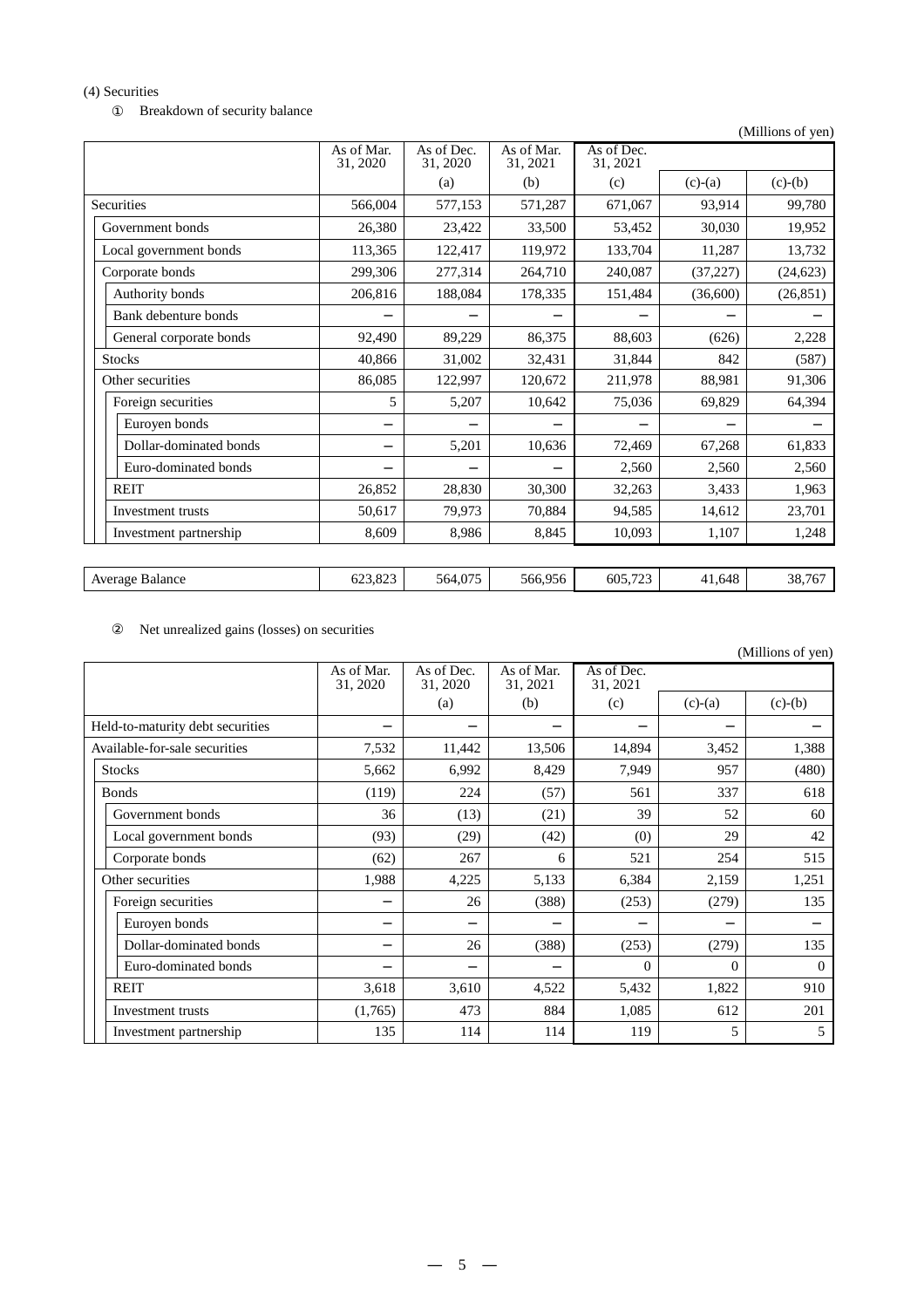(4) Securities

① Breakdown of security balance

(Millions of yen)

| | As of Mar. 31, 2020 | As of Dec. 31, 2020 | As of Mar. 31, 2021 | As of Dec. 31, 2021 | | |
|---|---|---|---|---|---|---|
| | | (a) | (b) | (c) | (c)-(a) | (c)-(b) |
| Securities | 566,004 | 577,153 | 571,287 | 671,067 | 93,914 | 99,780 |
| Government bonds | 26,380 | 23,422 | 33,500 | 53,452 | 30,030 | 19,952 |
| Local government bonds | 113,365 | 122,417 | 119,972 | 133,704 | 11,287 | 13,732 |
| Corporate bonds | 299,306 | 277,314 | 264,710 | 240,087 | (37,227) | (24,623) |
| Authority bonds | 206,816 | 188,084 | 178,335 | 151,484 | (36,600) | (26,851) |
| Bank debenture bonds | − | − | − | − | − | − |
| General corporate bonds | 92,490 | 89,229 | 86,375 | 88,603 | (626) | 2,228 |
| Stocks | 40,866 | 31,002 | 32,431 | 31,844 | 842 | (587) |
| Other securities | 86,085 | 122,997 | 120,672 | 211,978 | 88,981 | 91,306 |
| Foreign securities | 5 | 5,207 | 10,642 | 75,036 | 69,829 | 64,394 |
| Euroyen bonds | − | − | − | − | − | − |
| Dollar-dominated bonds | − | 5,201 | 10,636 | 72,469 | 67,268 | 61,833 |
| Euro-dominated bonds | − | − | − | 2,560 | 2,560 | 2,560 |
| REIT | 26,852 | 28,830 | 30,300 | 32,263 | 3,433 | 1,963 |
| Investment trusts | 50,617 | 79,973 | 70,884 | 94,585 | 14,612 | 23,701 |
| Investment partnership | 8,609 | 8,986 | 8,845 | 10,093 | 1,107 | 1,248 |
| | | | | | | |
| Average Balance | 623,823 | 564,075 | 566,956 | 605,723 | 41,648 | 38,767 |

② Net unrealized gains (losses) on securities

(Millions of yen)

| | As of Mar. 31, 2020 | As of Dec. 31, 2020 | As of Mar. 31, 2021 | As of Dec. 31, 2021 | | |
|---|---|---|---|---|---|---|
| | | (a) | (b) | (c) | (c)-(a) | (c)-(b) |
| Held-to-maturity debt securities | − | − | − | − | − | − |
| Available-for-sale securities | 7,532 | 11,442 | 13,506 | 14,894 | 3,452 | 1,388 |
| Stocks | 5,662 | 6,992 | 8,429 | 7,949 | 957 | (480) |
| Bonds | (119) | 224 | (57) | 561 | 337 | 618 |
| Government bonds | 36 | (13) | (21) | 39 | 52 | 60 |
| Local government bonds | (93) | (29) | (42) | (0) | 29 | 42 |
| Corporate bonds | (62) | 267 | 6 | 521 | 254 | 515 |
| Other securities | 1,988 | 4,225 | 5,133 | 6,384 | 2,159 | 1,251 |
| Foreign securities | − | 26 | (388) | (253) | (279) | 135 |
| Euroyen bonds | − | − | − | − | − | − |
| Dollar-dominated bonds | − | 26 | (388) | (253) | (279) | 135 |
| Euro-dominated bonds | − | − | − | 0 | 0 | 0 |
| REIT | 3,618 | 3,610 | 4,522 | 5,432 | 1,822 | 910 |
| Investment trusts | (1,765) | 473 | 884 | 1,085 | 612 | 201 |
| Investment partnership | 135 | 114 | 114 | 119 | 5 | 5 |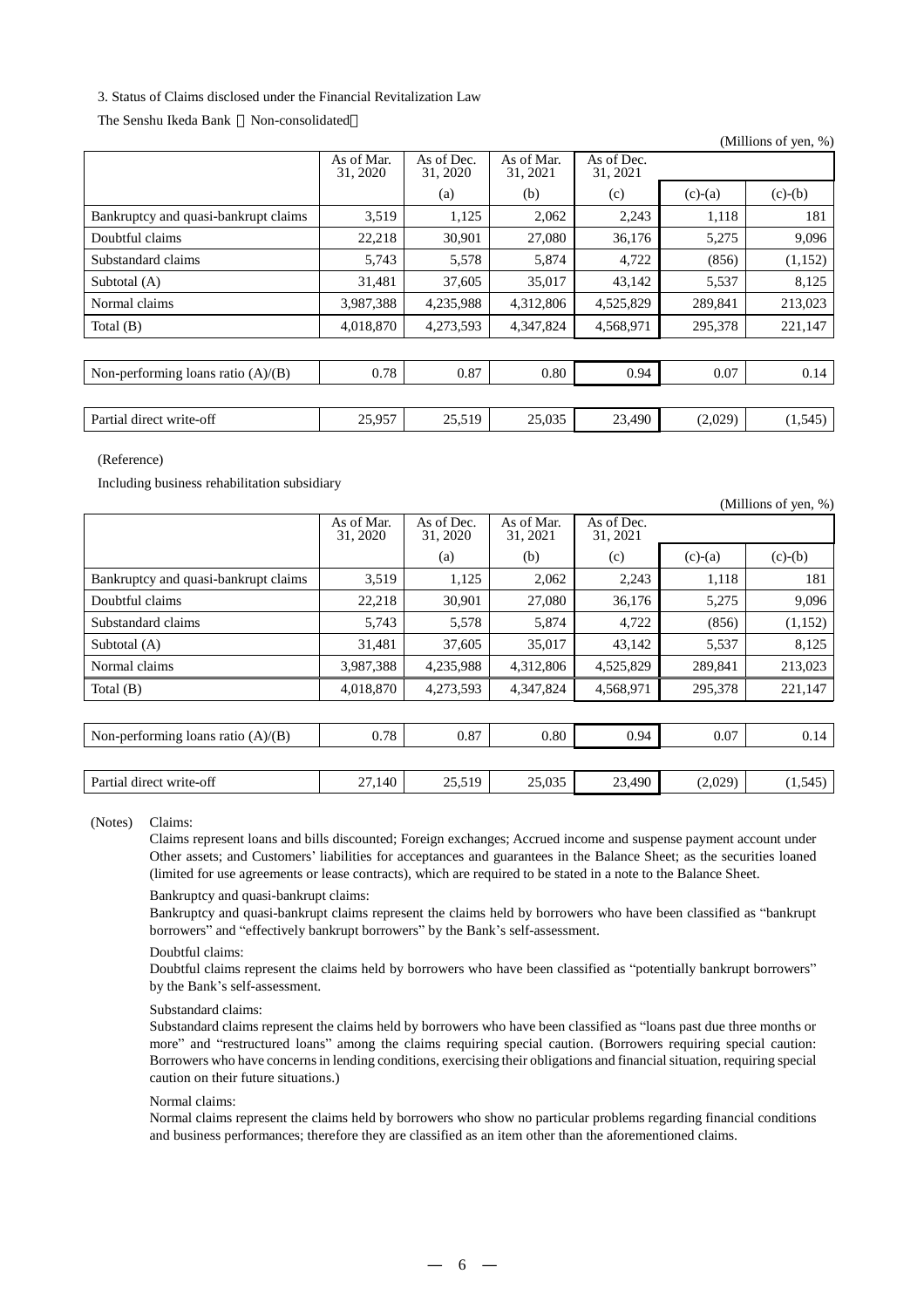3. Status of Claims disclosed under the Financial Revitalization Law

The Senshu Ikeda Bank （Non-consolidated）

(Millions of yen, %)

| | As of Mar. 31, 2020 | As of Dec. 31, 2020 | As of Mar. 31, 2021 | As of Dec. 31, 2021 | | |
|---|---|---|---|---|---|---|
| | | (a) | (b) | (c) | (c)-(a) | (c)-(b) |
| Bankruptcy and quasi-bankrupt claims | 3,519 | 1,125 | 2,062 | 2,243 | 1,118 | 181 |
| Doubtful claims | 22,218 | 30,901 | 27,080 | 36,176 | 5,275 | 9,096 |
| Substandard claims | 5,743 | 5,578 | 5,874 | 4,722 | (856) | (1,152) |
| Subtotal (A) | 31,481 | 37,605 | 35,017 | 43,142 | 5,537 | 8,125 |
| Normal claims | 3,987,388 | 4,235,988 | 4,312,806 | 4,525,829 | 289,841 | 213,023 |
| Total (B) | 4,018,870 | 4,273,593 | 4,347,824 | 4,568,971 | 295,378 | 221,147 |
| Non-performing loans ratio (A)/(B) | 0.78 | 0.87 | 0.80 | 0.94 | 0.07 | 0.14 |
| Partial direct write-off | 25,957 | 25,519 | 25,035 | 23,490 | (2,029) | (1,545) |

(Reference)

Including business rehabilitation subsidiary

(Millions of yen, %)

| | As of Mar. 31, 2020 | As of Dec. 31, 2020 | As of Mar. 31, 2021 | As of Dec. 31, 2021 | | |
|---|---|---|---|---|---|---|
| | | (a) | (b) | (c) | (c)-(a) | (c)-(b) |
| Bankruptcy and quasi-bankrupt claims | 3,519 | 1,125 | 2,062 | 2,243 | 1,118 | 181 |
| Doubtful claims | 22,218 | 30,901 | 27,080 | 36,176 | 5,275 | 9,096 |
| Substandard claims | 5,743 | 5,578 | 5,874 | 4,722 | (856) | (1,152) |
| Subtotal (A) | 31,481 | 37,605 | 35,017 | 43,142 | 5,537 | 8,125 |
| Normal claims | 3,987,388 | 4,235,988 | 4,312,806 | 4,525,829 | 289,841 | 213,023 |
| Total (B) | 4,018,870 | 4,273,593 | 4,347,824 | 4,568,971 | 295,378 | 221,147 |
| Non-performing loans ratio (A)/(B) | 0.78 | 0.87 | 0.80 | 0.94 | 0.07 | 0.14 |
| Partial direct write-off | 27,140 | 25,519 | 25,035 | 23,490 | (2,029) | (1,545) |

(Notes) Claims:

Claims represent loans and bills discounted; Foreign exchanges; Accrued income and suspense payment account under Other assets; and Customers' liabilities for acceptances and guarantees in the Balance Sheet; as the securities loaned (limited for use agreements or lease contracts), which are required to be stated in a note to the Balance Sheet.

Bankruptcy and quasi-bankrupt claims:

Bankruptcy and quasi-bankrupt claims represent the claims held by borrowers who have been classified as "bankrupt borrowers" and "effectively bankrupt borrowers" by the Bank's self-assessment.

Doubtful claims:

Doubtful claims represent the claims held by borrowers who have been classified as "potentially bankrupt borrowers" by the Bank's self-assessment.

Substandard claims:

Substandard claims represent the claims held by borrowers who have been classified as "loans past due three months or more" and "restructured loans" among the claims requiring special caution. (Borrowers requiring special caution: Borrowers who have concerns in lending conditions, exercising their obligations and financial situation, requiring special caution on their future situations.)

Normal claims:

Normal claims represent the claims held by borrowers who show no particular problems regarding financial conditions and business performances; therefore they are classified as an item other than the aforementioned claims.